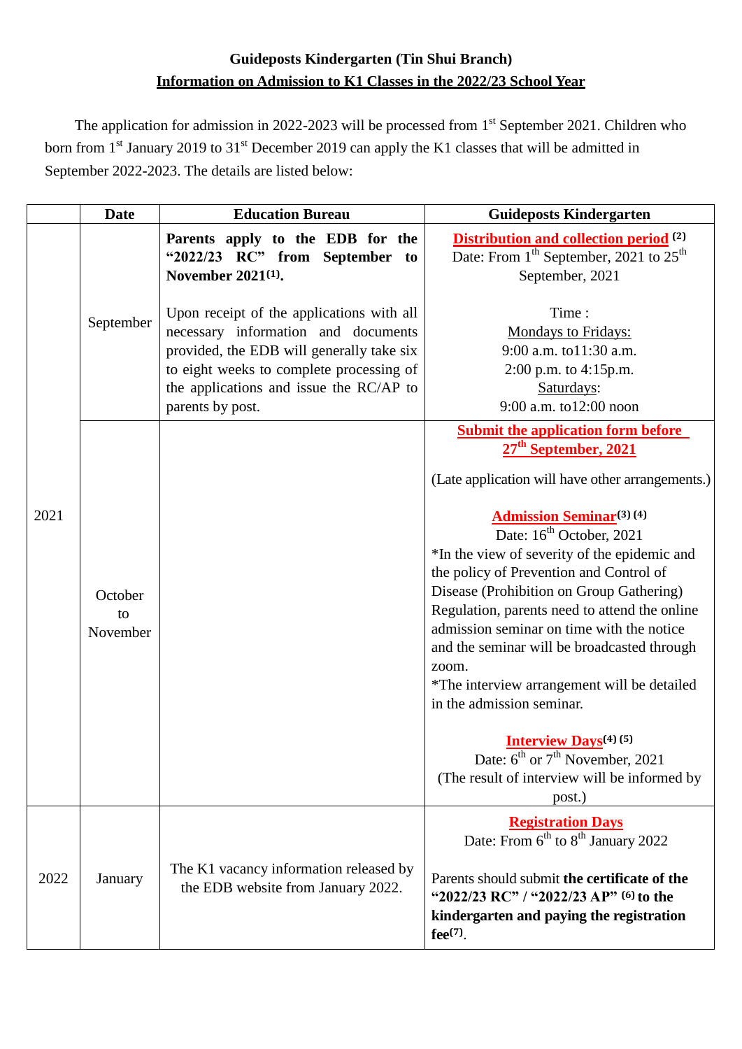# Guideposts Kindergarten (Tin Shui Branch)

## Information on Admission to K1 Classes in the 2022/23 School Year

The application for admission in 2022-2023 will be processed from 1st September 2021. Children who born from 1st January 2019 to 31st December 2019 can apply the K1 classes that will be admitted in September 2022-2023. The details are listed below:

| | Date | Education Bureau | Guideposts Kindergarten |
|---|---|---|---|
| 2021 | September | **Parents apply to the EDB for the "2022/23 RC" from September to November 2021(1).**<br><br>Upon receipt of the applications with all necessary information and documents provided, the EDB will generally take six to eight weeks to complete processing of the applications and issue the RC/AP to parents by post. | **Distribution and collection period** (2)<br>Date: From 1th September, 2021 to 25th September, 2021<br><br>Time :<br>Mondays to Fridays:<br>9:00 a.m. to11:30 a.m.<br>2:00 p.m. to 4:15p.m.<br>Saturdays:<br>9:00 a.m. to12:00 noon |
| | October to November | | **Submit the application form before 27th September, 2021**<br><br>(Late application will have other arrangements.)<br><br>**Admission Seminar**(3) (4)<br>Date: 16th October, 2021<br>*In the view of severity of the epidemic and the policy of Prevention and Control of Disease (Prohibition on Group Gathering) Regulation, parents need to attend the online admission seminar on time with the notice and the seminar will be broadcasted through zoom.<br>*The interview arrangement will be detailed in the admission seminar.<br><br>**Interview Days**(4) (5)<br>Date: 6th or 7th November, 2021<br>(The result of interview will be informed by post.) |
| 2022 | January | The K1 vacancy information released by the EDB website from January 2022. | **Registration Days**<br>Date: From 6th to 8th January 2022<br><br>Parents should submit **the certificate of the "2022/23 RC" / "2022/23 AP" (6) to the kindergarten and paying the registration fee(7)**. |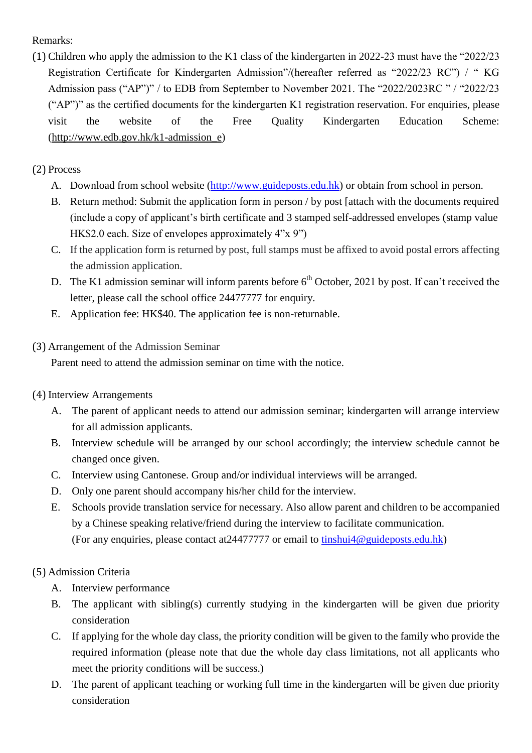Remarks:

(1) Children who apply the admission to the K1 class of the kindergarten in 2022-23 must have the “2022/23 Registration Certificate for Kindergarten Admission”/(hereafter referred as “2022/23 RC”) / “ KG Admission pass (“AP”)” / to EDB from September to November 2021. The “2022/2023RC ” / “2022/23 (“AP”)” as the certified documents for the kindergarten K1 registration reservation. For enquiries, please visit the website of the Free Quality Kindergarten Education Scheme: (http://www.edb.gov.hk/k1-admission_e)

(2) Process

A. Download from school website (http://www.guideposts.edu.hk) or obtain from school in person.

B. Return method: Submit the application form in person / by post [attach with the documents required (include a copy of applicant’s birth certificate and 3 stamped self-addressed envelopes (stamp value HK$2.0 each. Size of envelopes approximately 4”x 9”)

C. If the application form is returned by post, full stamps must be affixed to avoid postal errors affecting the admission application.

D. The K1 admission seminar will inform parents before 6th October, 2021 by post. If can’t received the letter, please call the school office 24477777 for enquiry.

E. Application fee: HK$40. The application fee is non-returnable.

(3) Arrangement of the Admission Seminar

Parent need to attend the admission seminar on time with the notice.

(4) Interview Arrangements

A. The parent of applicant needs to attend our admission seminar; kindergarten will arrange interview for all admission applicants.

B. Interview schedule will be arranged by our school accordingly; the interview schedule cannot be changed once given.

C. Interview using Cantonese. Group and/or individual interviews will be arranged.

D. Only one parent should accompany his/her child for the interview.

E. Schools provide translation service for necessary. Also allow parent and children to be accompanied by a Chinese speaking relative/friend during the interview to facilitate communication.
(For any enquiries, please contact at24477777 or email to tinshui4@guideposts.edu.hk)

(5) Admission Criteria

A. Interview performance

B. The applicant with sibling(s) currently studying in the kindergarten will be given due priority consideration

C. If applying for the whole day class, the priority condition will be given to the family who provide the required information (please note that due the whole day class limitations, not all applicants who meet the priority conditions will be success.)

D. The parent of applicant teaching or working full time in the kindergarten will be given due priority consideration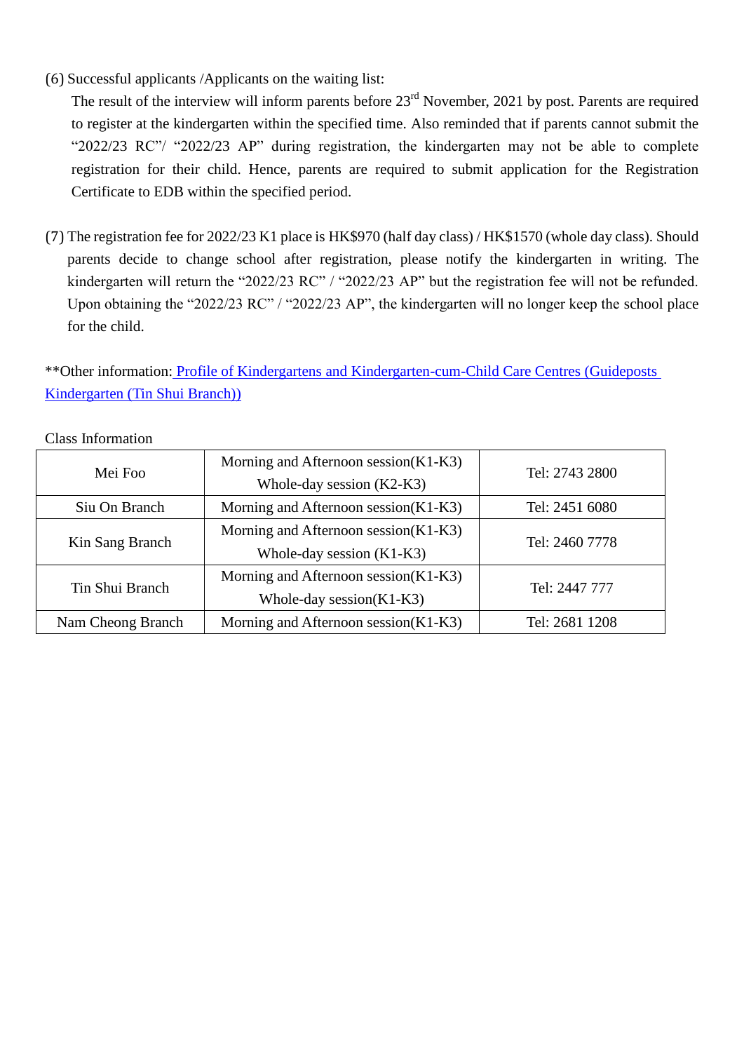(6) Successful applicants /Applicants on the waiting list:

The result of the interview will inform parents before 23rd November, 2021 by post. Parents are required to register at the kindergarten within the specified time. Also reminded that if parents cannot submit the "2022/23 RC"/ "2022/23 AP" during registration, the kindergarten may not be able to complete registration for their child. Hence, parents are required to submit application for the Registration Certificate to EDB within the specified period.

(7) The registration fee for 2022/23 K1 place is HK$970 (half day class) / HK$1570 (whole day class). Should parents decide to change school after registration, please notify the kindergarten in writing. The kindergarten will return the "2022/23 RC" / "2022/23 AP" but the registration fee will not be refunded. Upon obtaining the "2022/23 RC" / "2022/23 AP", the kindergarten will no longer keep the school place for the child.

**Other information: Profile of Kindergartens and Kindergarten-cum-Child Care Centres (Guideposts Kindergarten (Tin Shui Branch))

Class Information

| | | |
|---|---|---|
| Mei Foo | Morning and Afternoon session(K1-K3)<br>Whole-day session (K2-K3) | Tel: 2743 2800 |
| Siu On Branch | Morning and Afternoon session(K1-K3) | Tel: 2451 6080 |
| Kin Sang Branch | Morning and Afternoon session(K1-K3)<br>Whole-day session (K1-K3) | Tel: 2460 7778 |
| Tin Shui Branch | Morning and Afternoon session(K1-K3)<br>Whole-day session(K1-K3) | Tel: 2447 777 |
| Nam Cheong Branch | Morning and Afternoon session(K1-K3) | Tel: 2681 1208 |